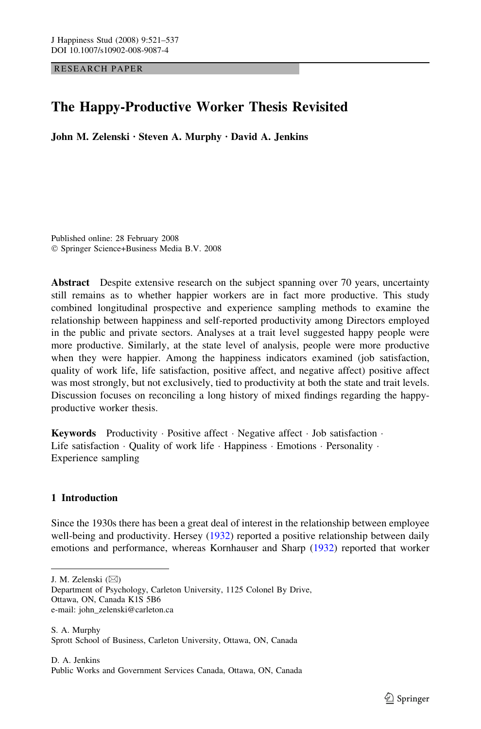RESEARCH PAPER

# The Happy-Productive Worker Thesis Revisited

**John M. Zelenski · Steven A. Murphy · David A. Jenkins**

Published online: 28 February 2008
© Springer Science+Business Media B.V. 2008

**Abstract** Despite extensive research on the subject spanning over 70 years, uncertainty still remains as to whether happier workers are in fact more productive. This study combined longitudinal prospective and experience sampling methods to examine the relationship between happiness and self-reported productivity among Directors employed in the public and private sectors. Analyses at a trait level suggested happy people were more productive. Similarly, at the state level of analysis, people were more productive when they were happier. Among the happiness indicators examined (job satisfaction, quality of work life, life satisfaction, positive affect, and negative affect) positive affect was most strongly, but not exclusively, tied to productivity at both the state and trait levels. Discussion focuses on reconciling a long history of mixed findings regarding the happy-productive worker thesis.

**Keywords** Productivity · Positive affect · Negative affect · Job satisfaction · Life satisfaction · Quality of work life · Happiness · Emotions · Personality · Experience sampling

## 1 Introduction

Since the 1930s there has been a great deal of interest in the relationship between employee well-being and productivity. Hersey (1932) reported a positive relationship between daily emotions and performance, whereas Kornhauser and Sharp (1932) reported that worker

---

J. M. Zelenski (✉)
Department of Psychology, Carleton University, 1125 Colonel By Drive, Ottawa, ON, Canada K1S 5B6
e-mail: john_zelenski@carleton.ca

S. A. Murphy
Sprott School of Business, Carleton University, Ottawa, ON, Canada

D. A. Jenkins
Public Works and Government Services Canada, Ottawa, ON, Canada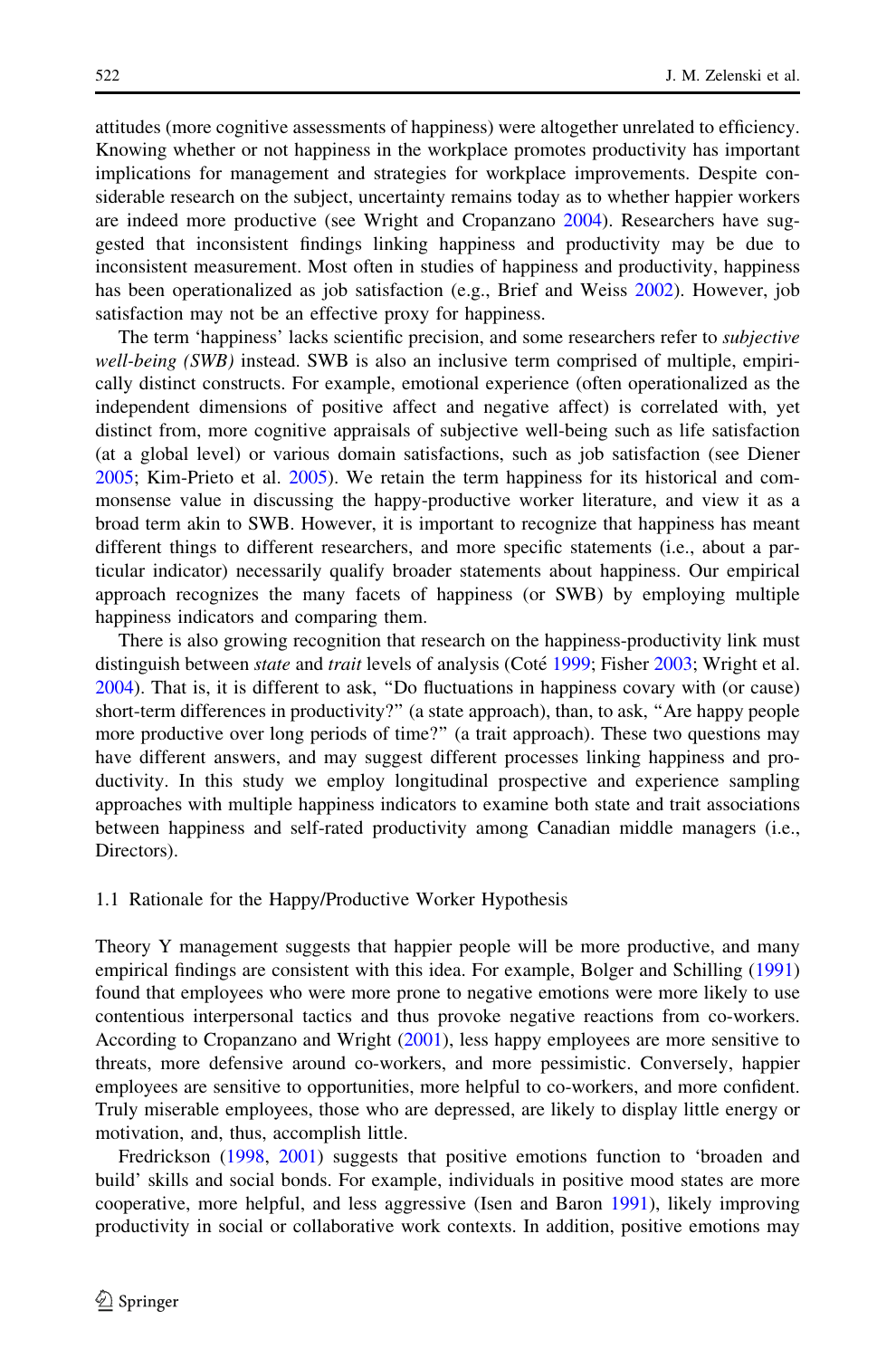attitudes (more cognitive assessments of happiness) were altogether unrelated to efficiency. Knowing whether or not happiness in the workplace promotes productivity has important implications for management and strategies for workplace improvements. Despite considerable research on the subject, uncertainty remains today as to whether happier workers are indeed more productive (see Wright and Cropanzano 2004). Researchers have suggested that inconsistent findings linking happiness and productivity may be due to inconsistent measurement. Most often in studies of happiness and productivity, happiness has been operationalized as job satisfaction (e.g., Brief and Weiss 2002). However, job satisfaction may not be an effective proxy for happiness.

The term 'happiness' lacks scientific precision, and some researchers refer to *subjective well-being (SWB)* instead. SWB is also an inclusive term comprised of multiple, empirically distinct constructs. For example, emotional experience (often operationalized as the independent dimensions of positive affect and negative affect) is correlated with, yet distinct from, more cognitive appraisals of subjective well-being such as life satisfaction (at a global level) or various domain satisfactions, such as job satisfaction (see Diener 2005; Kim-Prieto et al. 2005). We retain the term happiness for its historical and commonsense value in discussing the happy-productive worker literature, and view it as a broad term akin to SWB. However, it is important to recognize that happiness has meant different things to different researchers, and more specific statements (i.e., about a particular indicator) necessarily qualify broader statements about happiness. Our empirical approach recognizes the many facets of happiness (or SWB) by employing multiple happiness indicators and comparing them.

There is also growing recognition that research on the happiness-productivity link must distinguish between *state* and *trait* levels of analysis (Coté 1999; Fisher 2003; Wright et al. 2004). That is, it is different to ask, "Do fluctuations in happiness covary with (or cause) short-term differences in productivity?" (a state approach), than, to ask, "Are happy people more productive over long periods of time?" (a trait approach). These two questions may have different answers, and may suggest different processes linking happiness and productivity. In this study we employ longitudinal prospective and experience sampling approaches with multiple happiness indicators to examine both state and trait associations between happiness and self-rated productivity among Canadian middle managers (i.e., Directors).

## 1.1 Rationale for the Happy/Productive Worker Hypothesis

Theory Y management suggests that happier people will be more productive, and many empirical findings are consistent with this idea. For example, Bolger and Schilling (1991) found that employees who were more prone to negative emotions were more likely to use contentious interpersonal tactics and thus provoke negative reactions from co-workers. According to Cropanzano and Wright (2001), less happy employees are more sensitive to threats, more defensive around co-workers, and more pessimistic. Conversely, happier employees are sensitive to opportunities, more helpful to co-workers, and more confident. Truly miserable employees, those who are depressed, are likely to display little energy or motivation, and, thus, accomplish little.

Fredrickson (1998, 2001) suggests that positive emotions function to 'broaden and build' skills and social bonds. For example, individuals in positive mood states are more cooperative, more helpful, and less aggressive (Isen and Baron 1991), likely improving productivity in social or collaborative work contexts. In addition, positive emotions may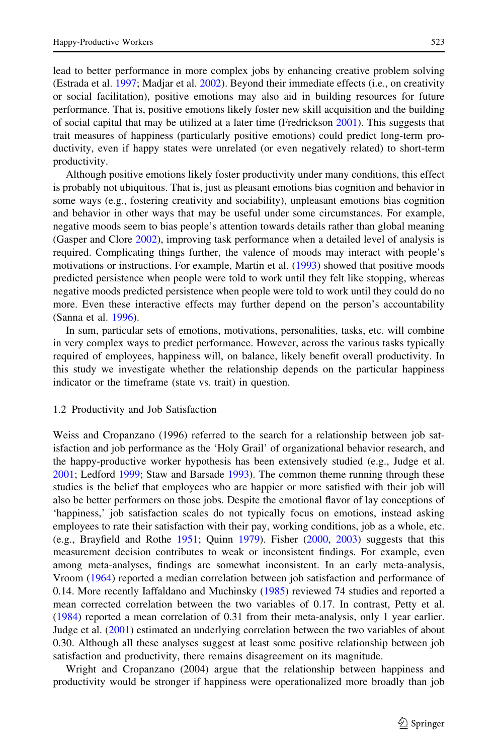lead to better performance in more complex jobs by enhancing creative problem solving (Estrada et al. 1997; Madjar et al. 2002). Beyond their immediate effects (i.e., on creativity or social facilitation), positive emotions may also aid in building resources for future performance. That is, positive emotions likely foster new skill acquisition and the building of social capital that may be utilized at a later time (Fredrickson 2001). This suggests that trait measures of happiness (particularly positive emotions) could predict long-term productivity, even if happy states were unrelated (or even negatively related) to short-term productivity.

Although positive emotions likely foster productivity under many conditions, this effect is probably not ubiquitous. That is, just as pleasant emotions bias cognition and behavior in some ways (e.g., fostering creativity and sociability), unpleasant emotions bias cognition and behavior in other ways that may be useful under some circumstances. For example, negative moods seem to bias people's attention towards details rather than global meaning (Gasper and Clore 2002), improving task performance when a detailed level of analysis is required. Complicating things further, the valence of moods may interact with people's motivations or instructions. For example, Martin et al. (1993) showed that positive moods predicted persistence when people were told to work until they felt like stopping, whereas negative moods predicted persistence when people were told to work until they could do no more. Even these interactive effects may further depend on the person's accountability (Sanna et al. 1996).

In sum, particular sets of emotions, motivations, personalities, tasks, etc. will combine in very complex ways to predict performance. However, across the various tasks typically required of employees, happiness will, on balance, likely benefit overall productivity. In this study we investigate whether the relationship depends on the particular happiness indicator or the timeframe (state vs. trait) in question.

### 1.2 Productivity and Job Satisfaction

Weiss and Cropanzano (1996) referred to the search for a relationship between job satisfaction and job performance as the 'Holy Grail' of organizational behavior research, and the happy-productive worker hypothesis has been extensively studied (e.g., Judge et al. 2001; Ledford 1999; Staw and Barsade 1993). The common theme running through these studies is the belief that employees who are happier or more satisfied with their job will also be better performers on those jobs. Despite the emotional flavor of lay conceptions of 'happiness,' job satisfaction scales do not typically focus on emotions, instead asking employees to rate their satisfaction with their pay, working conditions, job as a whole, etc. (e.g., Brayfield and Rothe 1951; Quinn 1979). Fisher (2000, 2003) suggests that this measurement decision contributes to weak or inconsistent findings. For example, even among meta-analyses, findings are somewhat inconsistent. In an early meta-analysis, Vroom (1964) reported a median correlation between job satisfaction and performance of 0.14. More recently Iaffaldano and Muchinsky (1985) reviewed 74 studies and reported a mean corrected correlation between the two variables of 0.17. In contrast, Petty et al. (1984) reported a mean correlation of 0.31 from their meta-analysis, only 1 year earlier. Judge et al. (2001) estimated an underlying correlation between the two variables of about 0.30. Although all these analyses suggest at least some positive relationship between job satisfaction and productivity, there remains disagreement on its magnitude.

Wright and Cropanzano (2004) argue that the relationship between happiness and productivity would be stronger if happiness were operationalized more broadly than job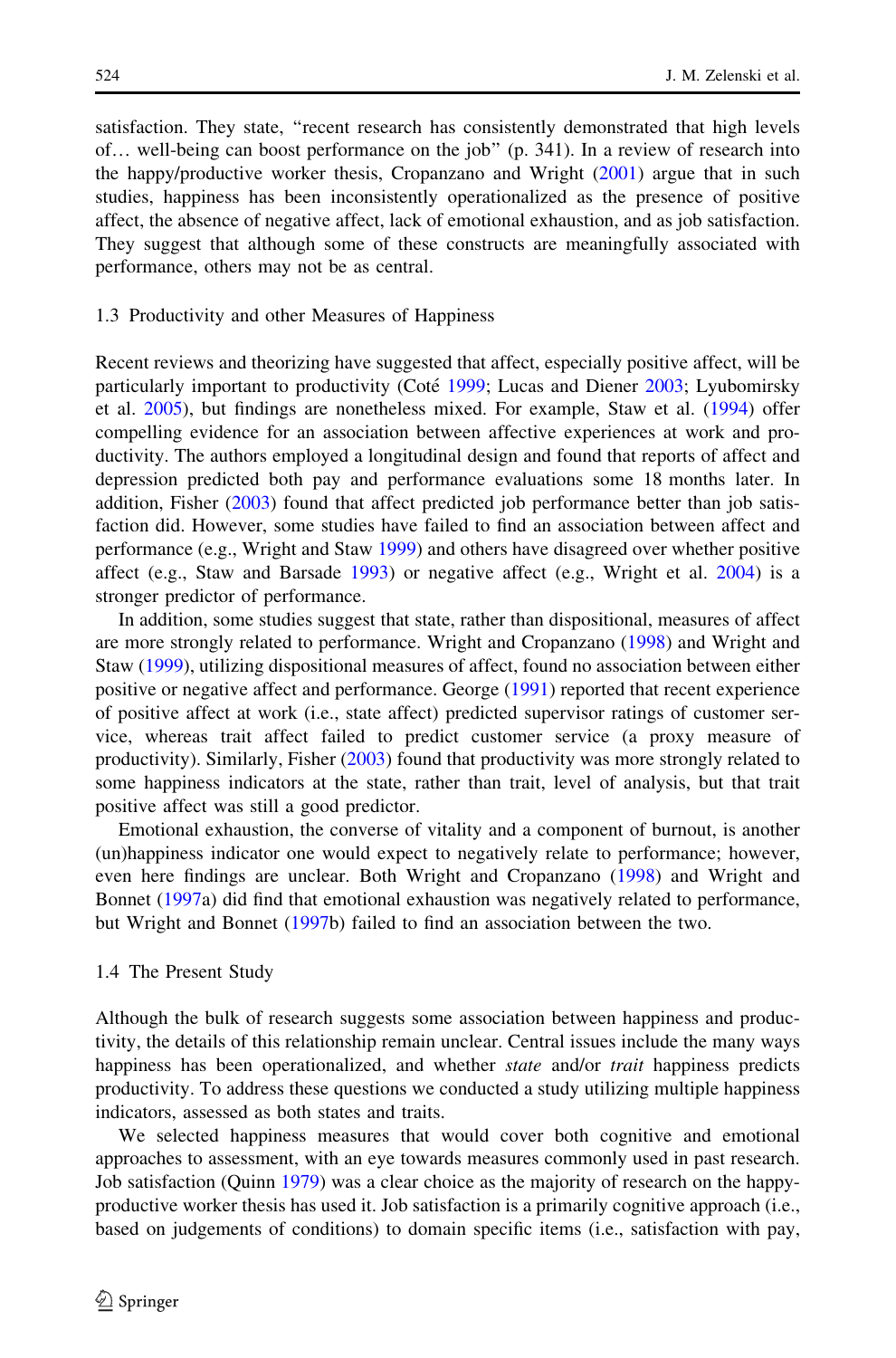satisfaction. They state, "recent research has consistently demonstrated that high levels of… well-being can boost performance on the job" (p. 341). In a review of research into the happy/productive worker thesis, Cropanzano and Wright (2001) argue that in such studies, happiness has been inconsistently operationalized as the presence of positive affect, the absence of negative affect, lack of emotional exhaustion, and as job satisfaction. They suggest that although some of these constructs are meaningfully associated with performance, others may not be as central.

### 1.3 Productivity and other Measures of Happiness

Recent reviews and theorizing have suggested that affect, especially positive affect, will be particularly important to productivity (Coté 1999; Lucas and Diener 2003; Lyubomirsky et al. 2005), but findings are nonetheless mixed. For example, Staw et al. (1994) offer compelling evidence for an association between affective experiences at work and productivity. The authors employed a longitudinal design and found that reports of affect and depression predicted both pay and performance evaluations some 18 months later. In addition, Fisher (2003) found that affect predicted job performance better than job satisfaction did. However, some studies have failed to find an association between affect and performance (e.g., Wright and Staw 1999) and others have disagreed over whether positive affect (e.g., Staw and Barsade 1993) or negative affect (e.g., Wright et al. 2004) is a stronger predictor of performance.

In addition, some studies suggest that state, rather than dispositional, measures of affect are more strongly related to performance. Wright and Cropanzano (1998) and Wright and Staw (1999), utilizing dispositional measures of affect, found no association between either positive or negative affect and performance. George (1991) reported that recent experience of positive affect at work (i.e., state affect) predicted supervisor ratings of customer service, whereas trait affect failed to predict customer service (a proxy measure of productivity). Similarly, Fisher (2003) found that productivity was more strongly related to some happiness indicators at the state, rather than trait, level of analysis, but that trait positive affect was still a good predictor.

Emotional exhaustion, the converse of vitality and a component of burnout, is another (un)happiness indicator one would expect to negatively relate to performance; however, even here findings are unclear. Both Wright and Cropanzano (1998) and Wright and Bonnet (1997a) did find that emotional exhaustion was negatively related to performance, but Wright and Bonnet (1997b) failed to find an association between the two.

### 1.4 The Present Study

Although the bulk of research suggests some association between happiness and productivity, the details of this relationship remain unclear. Central issues include the many ways happiness has been operationalized, and whether *state* and/or *trait* happiness predicts productivity. To address these questions we conducted a study utilizing multiple happiness indicators, assessed as both states and traits.

We selected happiness measures that would cover both cognitive and emotional approaches to assessment, with an eye towards measures commonly used in past research. Job satisfaction (Quinn 1979) was a clear choice as the majority of research on the happy-productive worker thesis has used it. Job satisfaction is a primarily cognitive approach (i.e., based on judgements of conditions) to domain specific items (i.e., satisfaction with pay,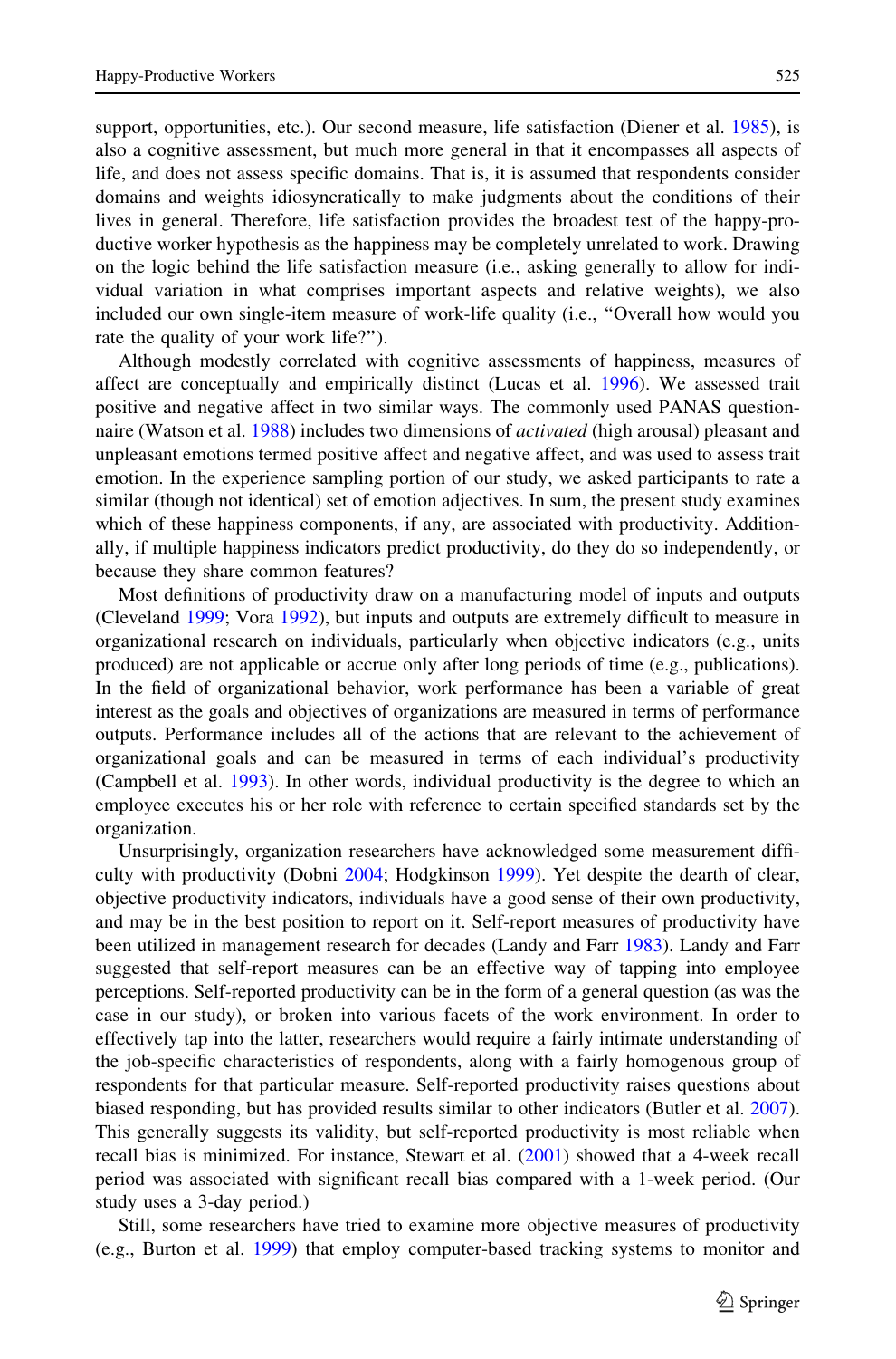support, opportunities, etc.). Our second measure, life satisfaction (Diener et al. 1985), is also a cognitive assessment, but much more general in that it encompasses all aspects of life, and does not assess specific domains. That is, it is assumed that respondents consider domains and weights idiosyncratically to make judgments about the conditions of their lives in general. Therefore, life satisfaction provides the broadest test of the happy-productive worker hypothesis as the happiness may be completely unrelated to work. Drawing on the logic behind the life satisfaction measure (i.e., asking generally to allow for individual variation in what comprises important aspects and relative weights), we also included our own single-item measure of work-life quality (i.e., "Overall how would you rate the quality of your work life?").

Although modestly correlated with cognitive assessments of happiness, measures of affect are conceptually and empirically distinct (Lucas et al. 1996). We assessed trait positive and negative affect in two similar ways. The commonly used PANAS questionnaire (Watson et al. 1988) includes two dimensions of *activated* (high arousal) pleasant and unpleasant emotions termed positive affect and negative affect, and was used to assess trait emotion. In the experience sampling portion of our study, we asked participants to rate a similar (though not identical) set of emotion adjectives. In sum, the present study examines which of these happiness components, if any, are associated with productivity. Additionally, if multiple happiness indicators predict productivity, do they do so independently, or because they share common features?

Most definitions of productivity draw on a manufacturing model of inputs and outputs (Cleveland 1999; Vora 1992), but inputs and outputs are extremely difficult to measure in organizational research on individuals, particularly when objective indicators (e.g., units produced) are not applicable or accrue only after long periods of time (e.g., publications). In the field of organizational behavior, work performance has been a variable of great interest as the goals and objectives of organizations are measured in terms of performance outputs. Performance includes all of the actions that are relevant to the achievement of organizational goals and can be measured in terms of each individual's productivity (Campbell et al. 1993). In other words, individual productivity is the degree to which an employee executes his or her role with reference to certain specified standards set by the organization.

Unsurprisingly, organization researchers have acknowledged some measurement difficulty with productivity (Dobni 2004; Hodgkinson 1999). Yet despite the dearth of clear, objective productivity indicators, individuals have a good sense of their own productivity, and may be in the best position to report on it. Self-report measures of productivity have been utilized in management research for decades (Landy and Farr 1983). Landy and Farr suggested that self-report measures can be an effective way of tapping into employee perceptions. Self-reported productivity can be in the form of a general question (as was the case in our study), or broken into various facets of the work environment. In order to effectively tap into the latter, researchers would require a fairly intimate understanding of the job-specific characteristics of respondents, along with a fairly homogenous group of respondents for that particular measure. Self-reported productivity raises questions about biased responding, but has provided results similar to other indicators (Butler et al. 2007). This generally suggests its validity, but self-reported productivity is most reliable when recall bias is minimized. For instance, Stewart et al. (2001) showed that a 4-week recall period was associated with significant recall bias compared with a 1-week period. (Our study uses a 3-day period.)

Still, some researchers have tried to examine more objective measures of productivity (e.g., Burton et al. 1999) that employ computer-based tracking systems to monitor and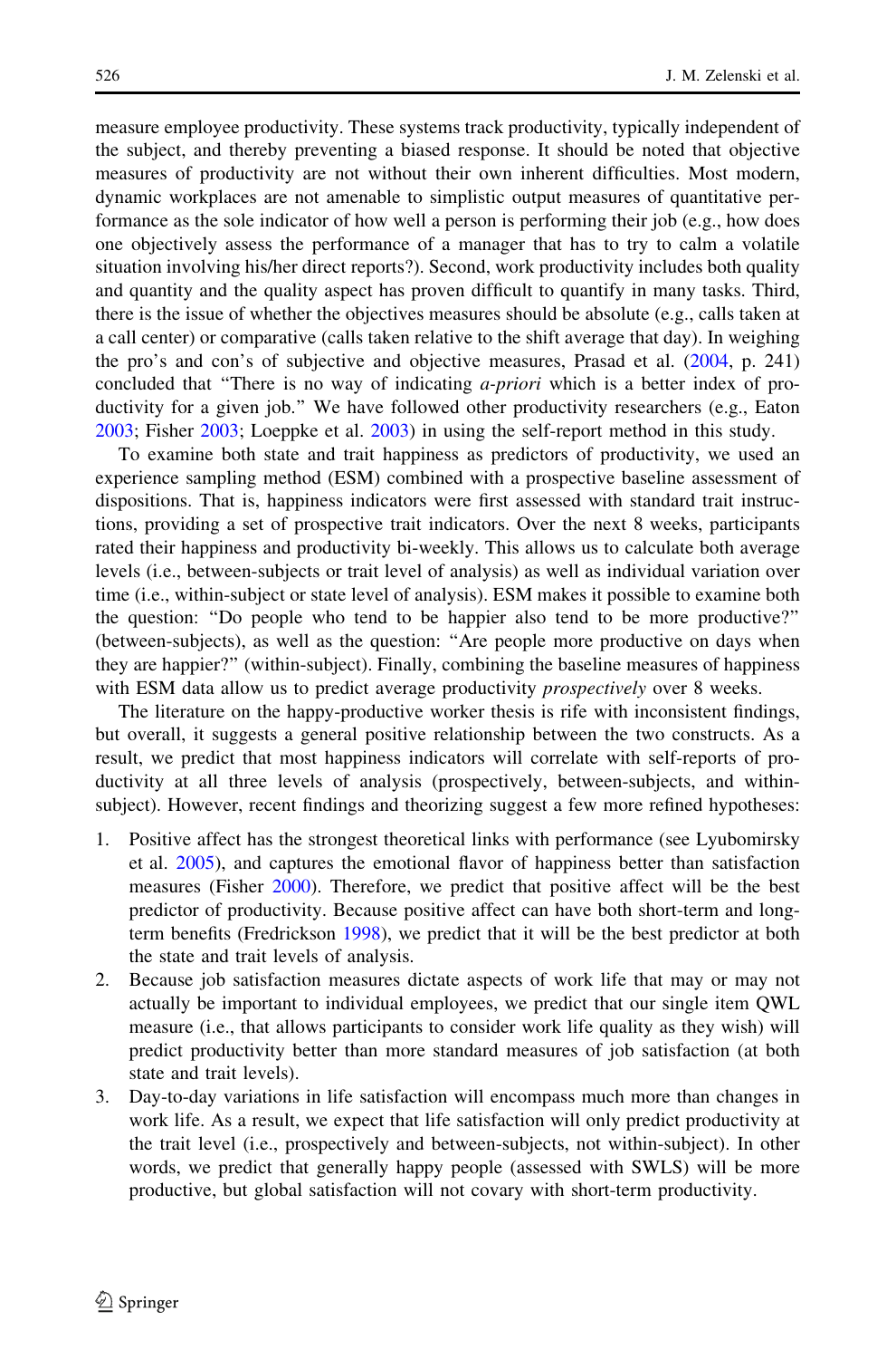measure employee productivity. These systems track productivity, typically independent of the subject, and thereby preventing a biased response. It should be noted that objective measures of productivity are not without their own inherent difficulties. Most modern, dynamic workplaces are not amenable to simplistic output measures of quantitative performance as the sole indicator of how well a person is performing their job (e.g., how does one objectively assess the performance of a manager that has to try to calm a volatile situation involving his/her direct reports?). Second, work productivity includes both quality and quantity and the quality aspect has proven difficult to quantify in many tasks. Third, there is the issue of whether the objectives measures should be absolute (e.g., calls taken at a call center) or comparative (calls taken relative to the shift average that day). In weighing the pro's and con's of subjective and objective measures, Prasad et al. (2004, p. 241) concluded that "There is no way of indicating *a-priori* which is a better index of productivity for a given job." We have followed other productivity researchers (e.g., Eaton 2003; Fisher 2003; Loeppke et al. 2003) in using the self-report method in this study.

To examine both state and trait happiness as predictors of productivity, we used an experience sampling method (ESM) combined with a prospective baseline assessment of dispositions. That is, happiness indicators were first assessed with standard trait instructions, providing a set of prospective trait indicators. Over the next 8 weeks, participants rated their happiness and productivity bi-weekly. This allows us to calculate both average levels (i.e., between-subjects or trait level of analysis) as well as individual variation over time (i.e., within-subject or state level of analysis). ESM makes it possible to examine both the question: "Do people who tend to be happier also tend to be more productive?" (between-subjects), as well as the question: "Are people more productive on days when they are happier?" (within-subject). Finally, combining the baseline measures of happiness with ESM data allow us to predict average productivity *prospectively* over 8 weeks.

The literature on the happy-productive worker thesis is rife with inconsistent findings, but overall, it suggests a general positive relationship between the two constructs. As a result, we predict that most happiness indicators will correlate with self-reports of productivity at all three levels of analysis (prospectively, between-subjects, and within-subject). However, recent findings and theorizing suggest a few more refined hypotheses:

1. Positive affect has the strongest theoretical links with performance (see Lyubomirsky et al. 2005), and captures the emotional flavor of happiness better than satisfaction measures (Fisher 2000). Therefore, we predict that positive affect will be the best predictor of productivity. Because positive affect can have both short-term and long-term benefits (Fredrickson 1998), we predict that it will be the best predictor at both the state and trait levels of analysis.
2. Because job satisfaction measures dictate aspects of work life that may or may not actually be important to individual employees, we predict that our single item QWL measure (i.e., that allows participants to consider work life quality as they wish) will predict productivity better than more standard measures of job satisfaction (at both state and trait levels).
3. Day-to-day variations in life satisfaction will encompass much more than changes in work life. As a result, we expect that life satisfaction will only predict productivity at the trait level (i.e., prospectively and between-subjects, not within-subject). In other words, we predict that generally happy people (assessed with SWLS) will be more productive, but global satisfaction will not covary with short-term productivity.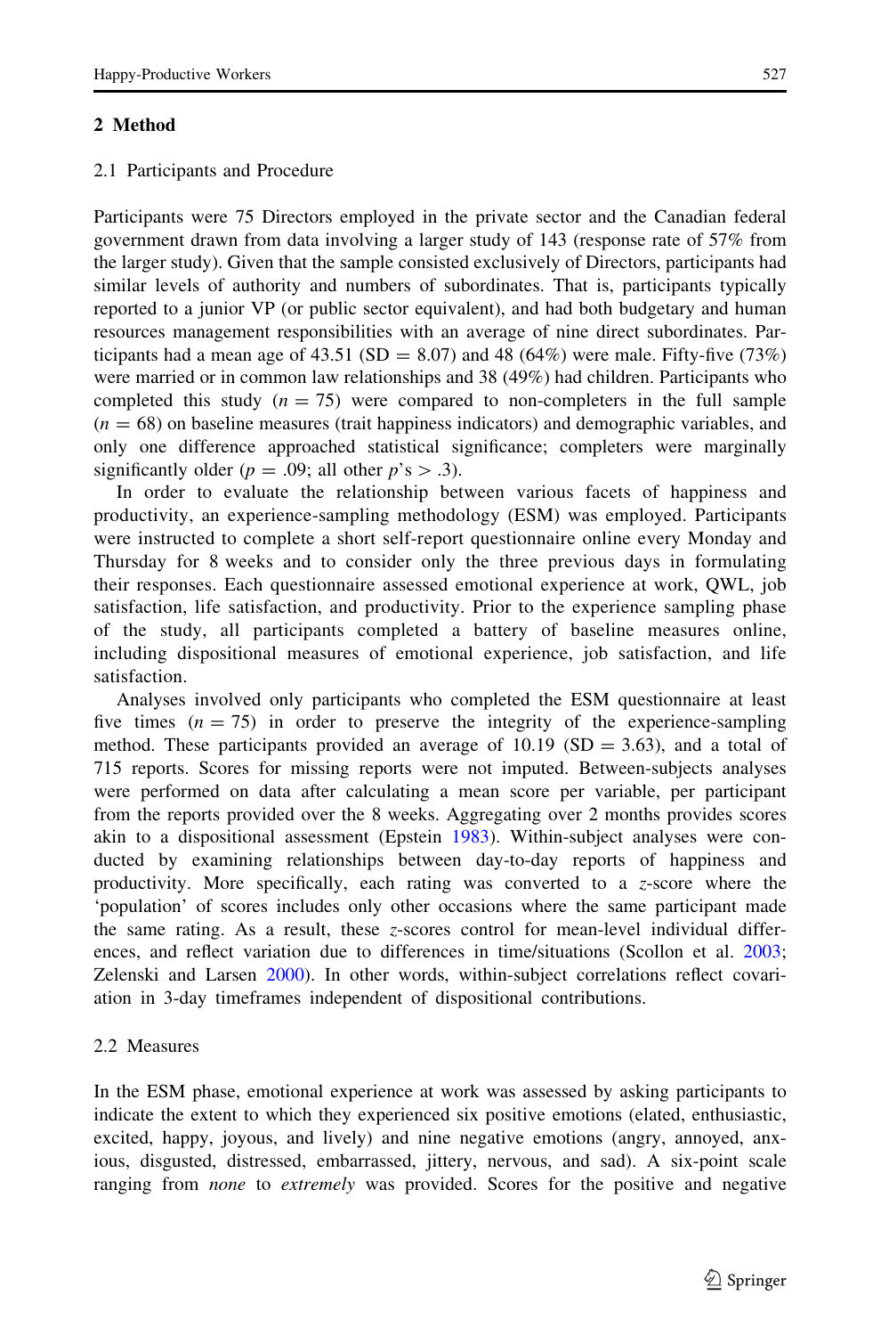## 2 Method

### 2.1 Participants and Procedure

Participants were 75 Directors employed in the private sector and the Canadian federal government drawn from data involving a larger study of 143 (response rate of 57% from the larger study). Given that the sample consisted exclusively of Directors, participants had similar levels of authority and numbers of subordinates. That is, participants typically reported to a junior VP (or public sector equivalent), and had both budgetary and human resources management responsibilities with an average of nine direct subordinates. Participants had a mean age of 43.51 (SD = 8.07) and 48 (64%) were male. Fifty-five (73%) were married or in common law relationships and 38 (49%) had children. Participants who completed this study ($n = 75$) were compared to non-completers in the full sample ($n = 68$) on baseline measures (trait happiness indicators) and demographic variables, and only one difference approached statistical significance; completers were marginally significantly older ($p = .09$; all other $p$'s $> .3$).

In order to evaluate the relationship between various facets of happiness and productivity, an experience-sampling methodology (ESM) was employed. Participants were instructed to complete a short self-report questionnaire online every Monday and Thursday for 8 weeks and to consider only the three previous days in formulating their responses. Each questionnaire assessed emotional experience at work, QWL, job satisfaction, life satisfaction, and productivity. Prior to the experience sampling phase of the study, all participants completed a battery of baseline measures online, including dispositional measures of emotional experience, job satisfaction, and life satisfaction.

Analyses involved only participants who completed the ESM questionnaire at least five times ($n = 75$) in order to preserve the integrity of the experience-sampling method. These participants provided an average of 10.19 (SD = 3.63), and a total of 715 reports. Scores for missing reports were not imputed. Between-subjects analyses were performed on data after calculating a mean score per variable, per participant from the reports provided over the 8 weeks. Aggregating over 2 months provides scores akin to a dispositional assessment (Epstein 1983). Within-subject analyses were conducted by examining relationships between day-to-day reports of happiness and productivity. More specifically, each rating was converted to a $z$-score where the 'population' of scores includes only other occasions where the same participant made the same rating. As a result, these $z$-scores control for mean-level individual differences, and reflect variation due to differences in time/situations (Scollon et al. 2003; Zelenski and Larsen 2000). In other words, within-subject correlations reflect covariation in 3-day timeframes independent of dispositional contributions.

### 2.2 Measures

In the ESM phase, emotional experience at work was assessed by asking participants to indicate the extent to which they experienced six positive emotions (elated, enthusiastic, excited, happy, joyous, and lively) and nine negative emotions (angry, annoyed, anxious, disgusted, distressed, embarrassed, jittery, nervous, and sad). A six-point scale ranging from *none* to *extremely* was provided. Scores for the positive and negative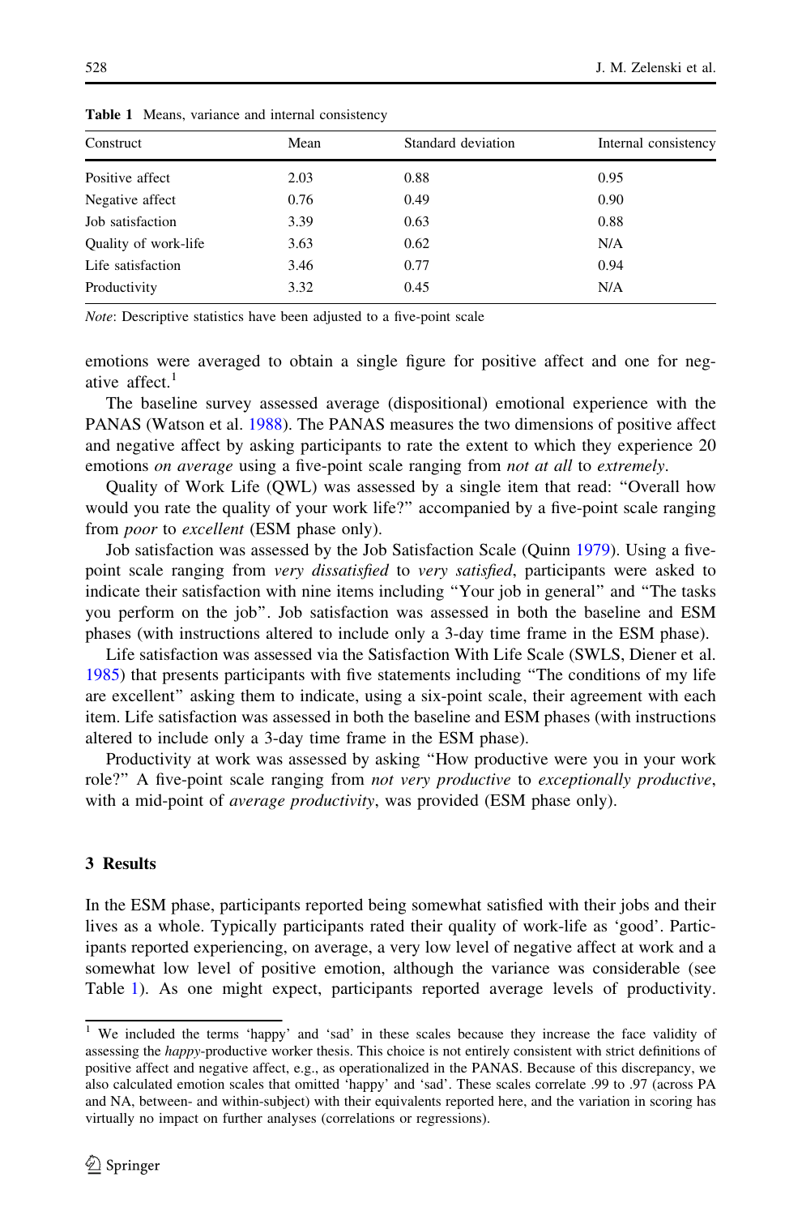**Table 1** Means, variance and internal consistency

| Construct | Mean | Standard deviation | Internal consistency |
|---|---|---|---|
| Positive affect | 2.03 | 0.88 | 0.95 |
| Negative affect | 0.76 | 0.49 | 0.90 |
| Job satisfaction | 3.39 | 0.63 | 0.88 |
| Quality of work-life | 3.63 | 0.62 | N/A |
| Life satisfaction | 3.46 | 0.77 | 0.94 |
| Productivity | 3.32 | 0.45 | N/A |

*Note*: Descriptive statistics have been adjusted to a five-point scale

emotions were averaged to obtain a single figure for positive affect and one for negative affect.[1]

The baseline survey assessed average (dispositional) emotional experience with the PANAS (Watson et al. 1988). The PANAS measures the two dimensions of positive affect and negative affect by asking participants to rate the extent to which they experience 20 emotions *on average* using a five-point scale ranging from *not at all* to *extremely*.

Quality of Work Life (QWL) was assessed by a single item that read: "Overall how would you rate the quality of your work life?" accompanied by a five-point scale ranging from *poor* to *excellent* (ESM phase only).

Job satisfaction was assessed by the Job Satisfaction Scale (Quinn 1979). Using a five-point scale ranging from *very dissatisfied* to *very satisfied*, participants were asked to indicate their satisfaction with nine items including "Your job in general" and "The tasks you perform on the job". Job satisfaction was assessed in both the baseline and ESM phases (with instructions altered to include only a 3-day time frame in the ESM phase).

Life satisfaction was assessed via the Satisfaction With Life Scale (SWLS, Diener et al. 1985) that presents participants with five statements including "The conditions of my life are excellent" asking them to indicate, using a six-point scale, their agreement with each item. Life satisfaction was assessed in both the baseline and ESM phases (with instructions altered to include only a 3-day time frame in the ESM phase).

Productivity at work was assessed by asking "How productive were you in your work role?" A five-point scale ranging from *not very productive* to *exceptionally productive*, with a mid-point of *average productivity*, was provided (ESM phase only).

## 3 Results

In the ESM phase, participants reported being somewhat satisfied with their jobs and their lives as a whole. Typically participants rated their quality of work-life as 'good'. Participants reported experiencing, on average, a very low level of negative affect at work and a somewhat low level of positive emotion, although the variance was considerable (see Table 1). As one might expect, participants reported average levels of productivity.

[1] We included the terms 'happy' and 'sad' in these scales because they increase the face validity of assessing the *happy*-productive worker thesis. This choice is not entirely consistent with strict definitions of positive affect and negative affect, e.g., as operationalized in the PANAS. Because of this discrepancy, we also calculated emotion scales that omitted 'happy' and 'sad'. These scales correlate .99 to .97 (across PA and NA, between- and within-subject) with their equivalents reported here, and the variation in scoring has virtually no impact on further analyses (correlations or regressions).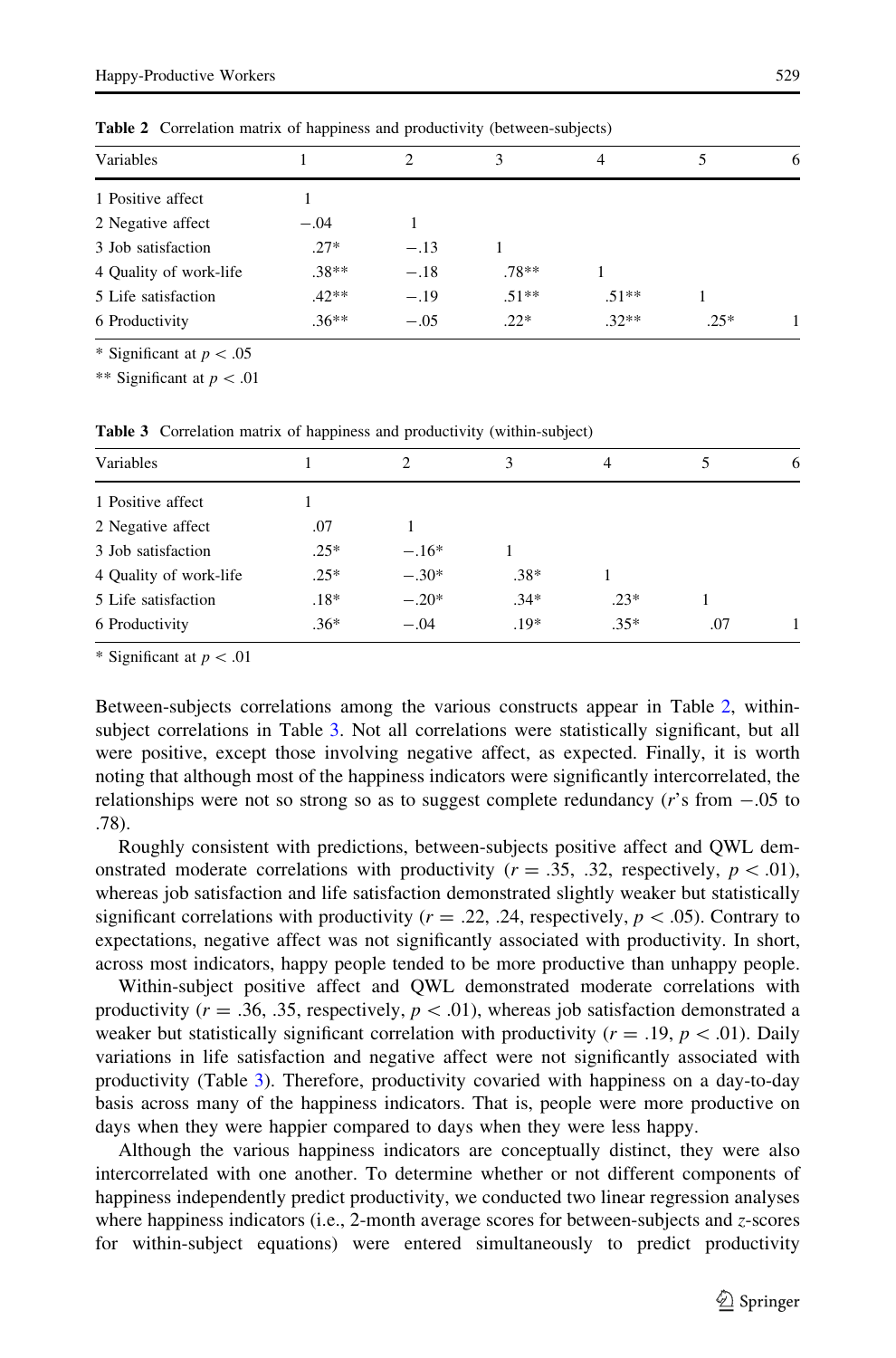**Table 2** Correlation matrix of happiness and productivity (between-subjects)

| Variables | 1 | 2 | 3 | 4 | 5 | 6 |
|---|---|---|---|---|---|---|
| 1 Positive affect | 1 | | | | | |
| 2 Negative affect | −.04 | 1 | | | | |
| 3 Job satisfaction | .27* | −.13 | 1 | | | |
| 4 Quality of work-life | .38** | −.18 | .78** | 1 | | |
| 5 Life satisfaction | .42** | −.19 | .51** | .51** | 1 | |
| 6 Productivity | .36** | −.05 | .22* | .32** | .25* | 1 |

\* Significant at $p < .05$

\*\* Significant at $p < .01$

**Table 3** Correlation matrix of happiness and productivity (within-subject)

| Variables | 1 | 2 | 3 | 4 | 5 | 6 |
|---|---|---|---|---|---|---|
| 1 Positive affect | 1 | | | | | |
| 2 Negative affect | .07 | 1 | | | | |
| 3 Job satisfaction | .25* | −.16* | 1 | | | |
| 4 Quality of work-life | .25* | −.30* | .38* | 1 | | |
| 5 Life satisfaction | .18* | −.20* | .34* | .23* | 1 | |
| 6 Productivity | .36* | −.04 | .19* | .35* | .07 | 1 |

\* Significant at $p < .01$

Between-subjects correlations among the various constructs appear in Table 2, within-subject correlations in Table 3. Not all correlations were statistically significant, but all were positive, except those involving negative affect, as expected. Finally, it is worth noting that although most of the happiness indicators were significantly intercorrelated, the relationships were not so strong so as to suggest complete redundancy ($r$'s from −.05 to .78).

Roughly consistent with predictions, between-subjects positive affect and QWL demonstrated moderate correlations with productivity ($r = .35$, .32, respectively, $p < .01$), whereas job satisfaction and life satisfaction demonstrated slightly weaker but statistically significant correlations with productivity ($r = .22$, .24, respectively, $p < .05$). Contrary to expectations, negative affect was not significantly associated with productivity. In short, across most indicators, happy people tended to be more productive than unhappy people.

Within-subject positive affect and QWL demonstrated moderate correlations with productivity ($r = .36$, .35, respectively, $p < .01$), whereas job satisfaction demonstrated a weaker but statistically significant correlation with productivity ($r = .19$, $p < .01$). Daily variations in life satisfaction and negative affect were not significantly associated with productivity (Table 3). Therefore, productivity covaried with happiness on a day-to-day basis across many of the happiness indicators. That is, people were more productive on days when they were happier compared to days when they were less happy.

Although the various happiness indicators are conceptually distinct, they were also intercorrelated with one another. To determine whether or not different components of happiness independently predict productivity, we conducted two linear regression analyses where happiness indicators (i.e., 2-month average scores for between-subjects and $z$-scores for within-subject equations) were entered simultaneously to predict productivity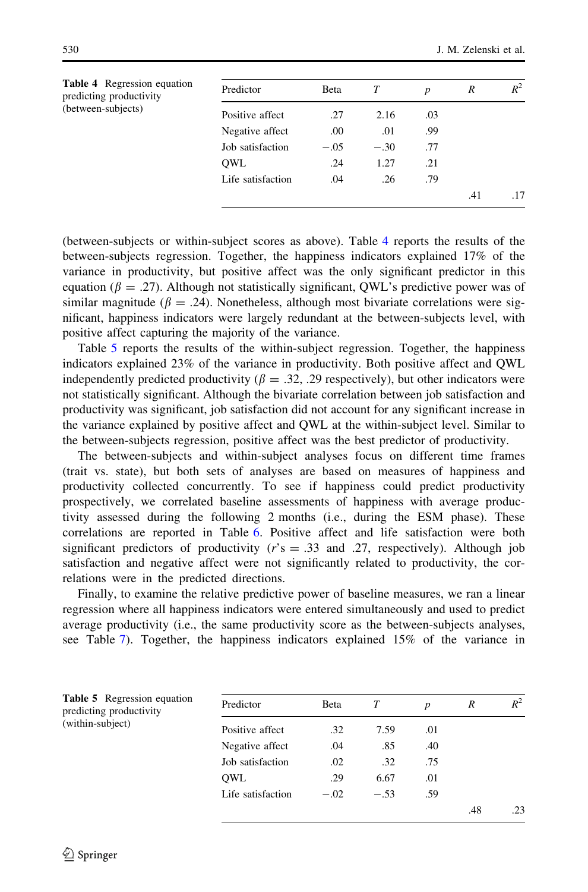**Table 4** Regression equation predicting productivity (between-subjects)

| Predictor | Beta | $T$ | $p$ | $R$ | $R^2$ |
|---|---|---|---|---|---|
| Positive affect | .27 | 2.16 | .03 | | |
| Negative affect | .00 | .01 | .99 | | |
| Job satisfaction | −.05 | −.30 | .77 | | |
| QWL | .24 | 1.27 | .21 | | |
| Life satisfaction | .04 | .26 | .79 | | |
| | | | | .41 | .17 |

(between-subjects or within-subject scores as above). Table 4 reports the results of the between-subjects regression. Together, the happiness indicators explained 17% of the variance in productivity, but positive affect was the only significant predictor in this equation ($\beta = .27$). Although not statistically significant, QWL's predictive power was of similar magnitude ($\beta = .24$). Nonetheless, although most bivariate correlations were significant, happiness indicators were largely redundant at the between-subjects level, with positive affect capturing the majority of the variance.

Table 5 reports the results of the within-subject regression. Together, the happiness indicators explained 23% of the variance in productivity. Both positive affect and QWL independently predicted productivity ($\beta = .32$, .29 respectively), but other indicators were not statistically significant. Although the bivariate correlation between job satisfaction and productivity was significant, job satisfaction did not account for any significant increase in the variance explained by positive affect and QWL at the within-subject level. Similar to the between-subjects regression, positive affect was the best predictor of productivity.

The between-subjects and within-subject analyses focus on different time frames (trait vs. state), but both sets of analyses are based on measures of happiness and productivity collected concurrently. To see if happiness could predict productivity prospectively, we correlated baseline assessments of happiness with average productivity assessed during the following 2 months (i.e., during the ESM phase). These correlations are reported in Table 6. Positive affect and life satisfaction were both significant predictors of productivity ($r$'s = .33 and .27, respectively). Although job satisfaction and negative affect were not significantly related to productivity, the correlations were in the predicted directions.

Finally, to examine the relative predictive power of baseline measures, we ran a linear regression where all happiness indicators were entered simultaneously and used to predict average productivity (i.e., the same productivity score as the between-subjects analyses, see Table 7). Together, the happiness indicators explained 15% of the variance in

**Table 5** Regression equation predicting productivity (within-subject)

| Predictor | Beta | $T$ | $p$ | $R$ | $R^2$ |
|---|---|---|---|---|---|
| Positive affect | .32 | 7.59 | .01 | | |
| Negative affect | .04 | .85 | .40 | | |
| Job satisfaction | .02 | .32 | .75 | | |
| QWL | .29 | 6.67 | .01 | | |
| Life satisfaction | −.02 | −.53 | .59 | | |
| | | | | .48 | .23 |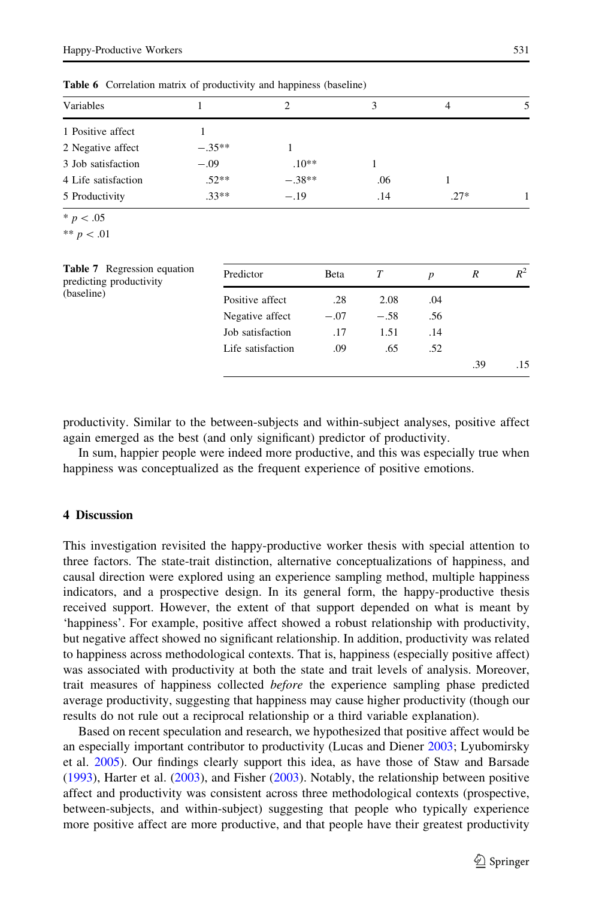**Table 6** Correlation matrix of productivity and happiness (baseline)

| Variables | 1 | 2 | 3 | 4 | 5 |
|---|---|---|---|---|---|
| 1 Positive affect | 1 | | | | |
| 2 Negative affect | −.35** | 1 | | | |
| 3 Job satisfaction | −.09 | .10** | 1 | | |
| 4 Life satisfaction | .52** | −.38** | .06 | 1 | |
| 5 Productivity | .33** | −.19 | .14 | .27* | 1 |

\* $p < .05$

\*\* $p < .01$

**Table 7** Regression equation predicting productivity (baseline)

| Predictor | Beta | $T$ | $p$ | $R$ | $R^2$ |
|---|---|---|---|---|---|
| Positive affect | .28 | 2.08 | .04 | | |
| Negative affect | −.07 | −.58 | .56 | | |
| Job satisfaction | .17 | 1.51 | .14 | | |
| Life satisfaction | .09 | .65 | .52 | | |
| | | | | .39 | .15 |

productivity. Similar to the between-subjects and within-subject analyses, positive affect again emerged as the best (and only significant) predictor of productivity.

In sum, happier people were indeed more productive, and this was especially true when happiness was conceptualized as the frequent experience of positive emotions.

## 4 Discussion

This investigation revisited the happy-productive worker thesis with special attention to three factors. The state-trait distinction, alternative conceptualizations of happiness, and causal direction were explored using an experience sampling method, multiple happiness indicators, and a prospective design. In its general form, the happy-productive thesis received support. However, the extent of that support depended on what is meant by 'happiness'. For example, positive affect showed a robust relationship with productivity, but negative affect showed no significant relationship. In addition, productivity was related to happiness across methodological contexts. That is, happiness (especially positive affect) was associated with productivity at both the state and trait levels of analysis. Moreover, trait measures of happiness collected *before* the experience sampling phase predicted average productivity, suggesting that happiness may cause higher productivity (though our results do not rule out a reciprocal relationship or a third variable explanation).

Based on recent speculation and research, we hypothesized that positive affect would be an especially important contributor to productivity (Lucas and Diener 2003; Lyubomirsky et al. 2005). Our findings clearly support this idea, as have those of Staw and Barsade (1993), Harter et al. (2003), and Fisher (2003). Notably, the relationship between positive affect and productivity was consistent across three methodological contexts (prospective, between-subjects, and within-subject) suggesting that people who typically experience more positive affect are more productive, and that people have their greatest productivity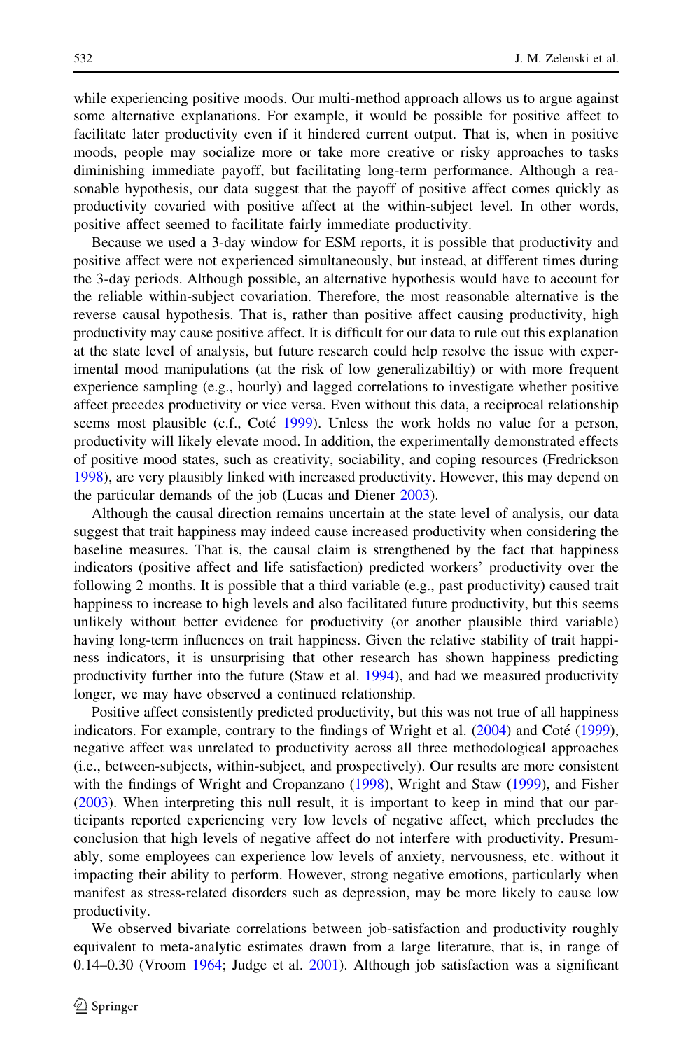while experiencing positive moods. Our multi-method approach allows us to argue against some alternative explanations. For example, it would be possible for positive affect to facilitate later productivity even if it hindered current output. That is, when in positive moods, people may socialize more or take more creative or risky approaches to tasks diminishing immediate payoff, but facilitating long-term performance. Although a reasonable hypothesis, our data suggest that the payoff of positive affect comes quickly as productivity covaried with positive affect at the within-subject level. In other words, positive affect seemed to facilitate fairly immediate productivity.

Because we used a 3-day window for ESM reports, it is possible that productivity and positive affect were not experienced simultaneously, but instead, at different times during the 3-day periods. Although possible, an alternative hypothesis would have to account for the reliable within-subject covariation. Therefore, the most reasonable alternative is the reverse causal hypothesis. That is, rather than positive affect causing productivity, high productivity may cause positive affect. It is difficult for our data to rule out this explanation at the state level of analysis, but future research could help resolve the issue with experimental mood manipulations (at the risk of low generalizabiltiy) or with more frequent experience sampling (e.g., hourly) and lagged correlations to investigate whether positive affect precedes productivity or vice versa. Even without this data, a reciprocal relationship seems most plausible (c.f., Coté 1999). Unless the work holds no value for a person, productivity will likely elevate mood. In addition, the experimentally demonstrated effects of positive mood states, such as creativity, sociability, and coping resources (Fredrickson 1998), are very plausibly linked with increased productivity. However, this may depend on the particular demands of the job (Lucas and Diener 2003).

Although the causal direction remains uncertain at the state level of analysis, our data suggest that trait happiness may indeed cause increased productivity when considering the baseline measures. That is, the causal claim is strengthened by the fact that happiness indicators (positive affect and life satisfaction) predicted workers' productivity over the following 2 months. It is possible that a third variable (e.g., past productivity) caused trait happiness to increase to high levels and also facilitated future productivity, but this seems unlikely without better evidence for productivity (or another plausible third variable) having long-term influences on trait happiness. Given the relative stability of trait happiness indicators, it is unsurprising that other research has shown happiness predicting productivity further into the future (Staw et al. 1994), and had we measured productivity longer, we may have observed a continued relationship.

Positive affect consistently predicted productivity, but this was not true of all happiness indicators. For example, contrary to the findings of Wright et al. (2004) and Coté (1999), negative affect was unrelated to productivity across all three methodological approaches (i.e., between-subjects, within-subject, and prospectively). Our results are more consistent with the findings of Wright and Cropanzano (1998), Wright and Staw (1999), and Fisher (2003). When interpreting this null result, it is important to keep in mind that our participants reported experiencing very low levels of negative affect, which precludes the conclusion that high levels of negative affect do not interfere with productivity. Presumably, some employees can experience low levels of anxiety, nervousness, etc. without it impacting their ability to perform. However, strong negative emotions, particularly when manifest as stress-related disorders such as depression, may be more likely to cause low productivity.

We observed bivariate correlations between job-satisfaction and productivity roughly equivalent to meta-analytic estimates drawn from a large literature, that is, in range of 0.14–0.30 (Vroom 1964; Judge et al. 2001). Although job satisfaction was a significant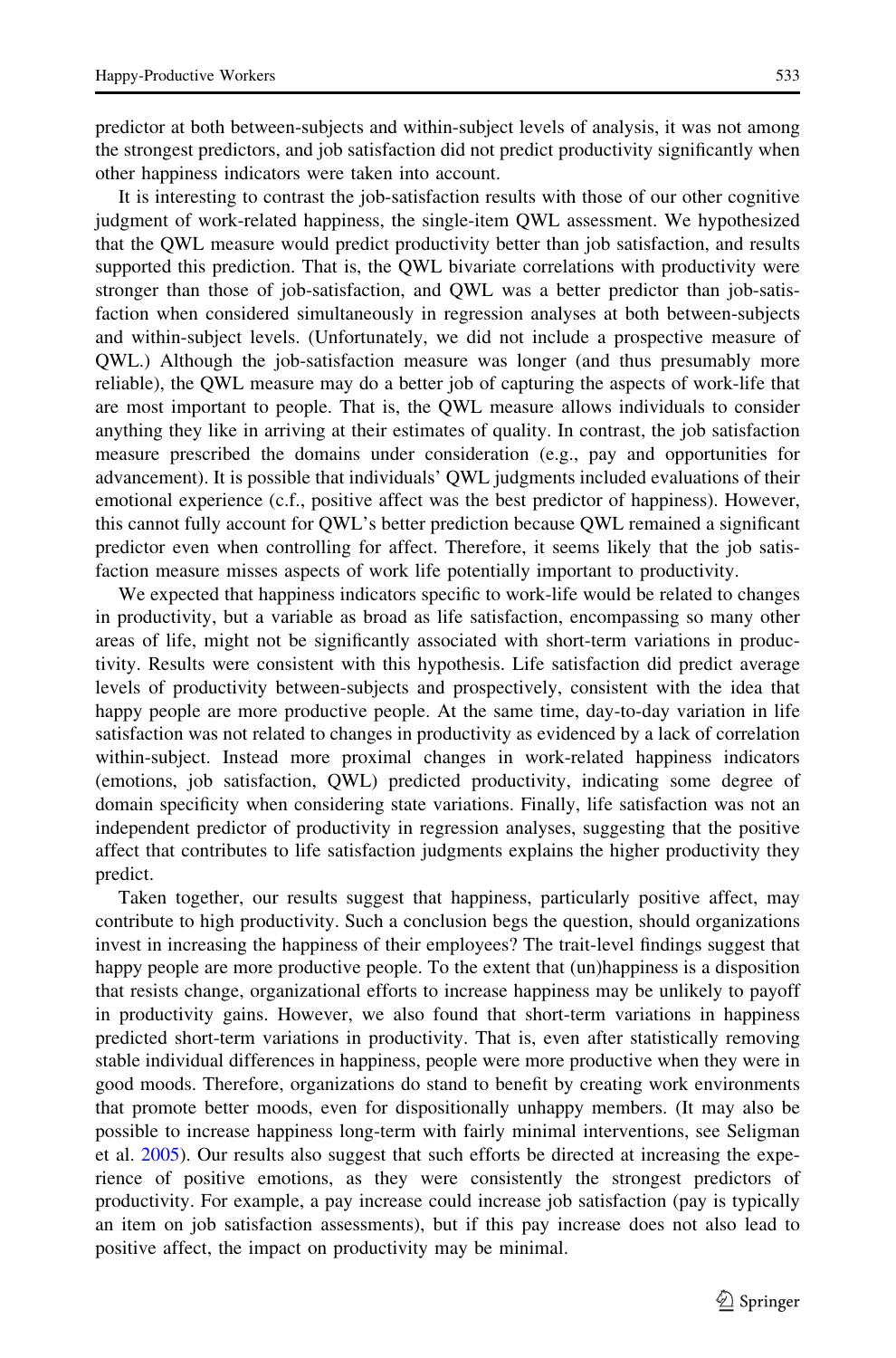predictor at both between-subjects and within-subject levels of analysis, it was not among the strongest predictors, and job satisfaction did not predict productivity significantly when other happiness indicators were taken into account.

It is interesting to contrast the job-satisfaction results with those of our other cognitive judgment of work-related happiness, the single-item QWL assessment. We hypothesized that the QWL measure would predict productivity better than job satisfaction, and results supported this prediction. That is, the QWL bivariate correlations with productivity were stronger than those of job-satisfaction, and QWL was a better predictor than job-satisfaction when considered simultaneously in regression analyses at both between-subjects and within-subject levels. (Unfortunately, we did not include a prospective measure of QWL.) Although the job-satisfaction measure was longer (and thus presumably more reliable), the QWL measure may do a better job of capturing the aspects of work-life that are most important to people. That is, the QWL measure allows individuals to consider anything they like in arriving at their estimates of quality. In contrast, the job satisfaction measure prescribed the domains under consideration (e.g., pay and opportunities for advancement). It is possible that individuals' QWL judgments included evaluations of their emotional experience (c.f., positive affect was the best predictor of happiness). However, this cannot fully account for QWL's better prediction because QWL remained a significant predictor even when controlling for affect. Therefore, it seems likely that the job satisfaction measure misses aspects of work life potentially important to productivity.

We expected that happiness indicators specific to work-life would be related to changes in productivity, but a variable as broad as life satisfaction, encompassing so many other areas of life, might not be significantly associated with short-term variations in productivity. Results were consistent with this hypothesis. Life satisfaction did predict average levels of productivity between-subjects and prospectively, consistent with the idea that happy people are more productive people. At the same time, day-to-day variation in life satisfaction was not related to changes in productivity as evidenced by a lack of correlation within-subject. Instead more proximal changes in work-related happiness indicators (emotions, job satisfaction, QWL) predicted productivity, indicating some degree of domain specificity when considering state variations. Finally, life satisfaction was not an independent predictor of productivity in regression analyses, suggesting that the positive affect that contributes to life satisfaction judgments explains the higher productivity they predict.

Taken together, our results suggest that happiness, particularly positive affect, may contribute to high productivity. Such a conclusion begs the question, should organizations invest in increasing the happiness of their employees? The trait-level findings suggest that happy people are more productive people. To the extent that (un)happiness is a disposition that resists change, organizational efforts to increase happiness may be unlikely to payoff in productivity gains. However, we also found that short-term variations in happiness predicted short-term variations in productivity. That is, even after statistically removing stable individual differences in happiness, people were more productive when they were in good moods. Therefore, organizations do stand to benefit by creating work environments that promote better moods, even for dispositionally unhappy members. (It may also be possible to increase happiness long-term with fairly minimal interventions, see Seligman et al. 2005). Our results also suggest that such efforts be directed at increasing the experience of positive emotions, as they were consistently the strongest predictors of productivity. For example, a pay increase could increase job satisfaction (pay is typically an item on job satisfaction assessments), but if this pay increase does not also lead to positive affect, the impact on productivity may be minimal.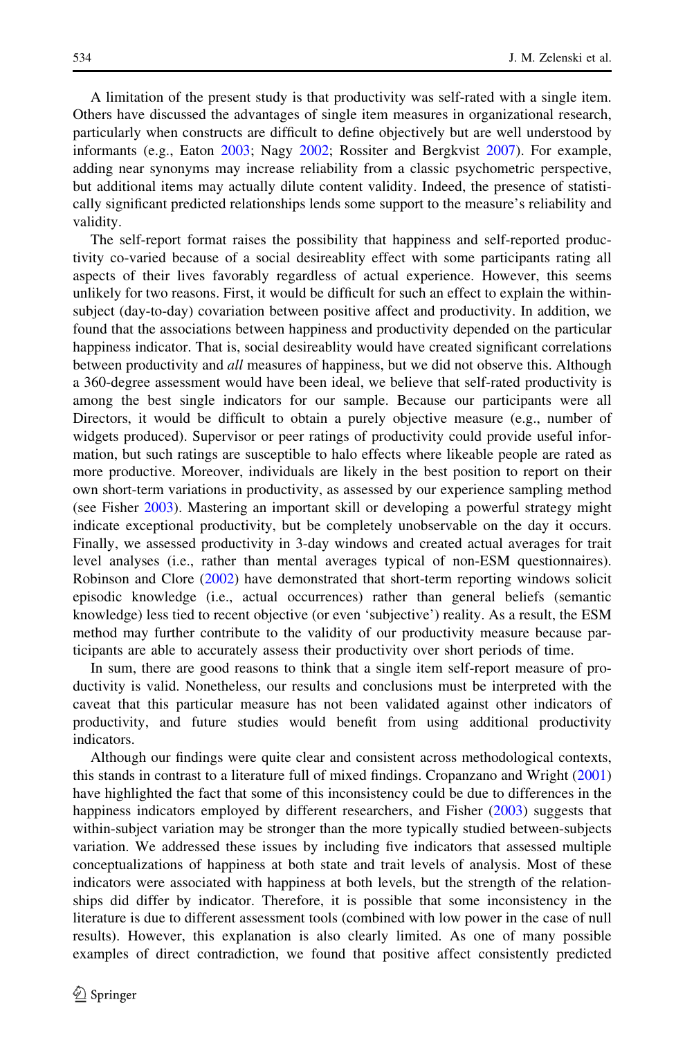A limitation of the present study is that productivity was self-rated with a single item. Others have discussed the advantages of single item measures in organizational research, particularly when constructs are difficult to define objectively but are well understood by informants (e.g., Eaton 2003; Nagy 2002; Rossiter and Bergkvist 2007). For example, adding near synonyms may increase reliability from a classic psychometric perspective, but additional items may actually dilute content validity. Indeed, the presence of statistically significant predicted relationships lends some support to the measure's reliability and validity.

The self-report format raises the possibility that happiness and self-reported productivity co-varied because of a social desireablity effect with some participants rating all aspects of their lives favorably regardless of actual experience. However, this seems unlikely for two reasons. First, it would be difficult for such an effect to explain the within-subject (day-to-day) covariation between positive affect and productivity. In addition, we found that the associations between happiness and productivity depended on the particular happiness indicator. That is, social desireablity would have created significant correlations between productivity and *all* measures of happiness, but we did not observe this. Although a 360-degree assessment would have been ideal, we believe that self-rated productivity is among the best single indicators for our sample. Because our participants were all Directors, it would be difficult to obtain a purely objective measure (e.g., number of widgets produced). Supervisor or peer ratings of productivity could provide useful information, but such ratings are susceptible to halo effects where likeable people are rated as more productive. Moreover, individuals are likely in the best position to report on their own short-term variations in productivity, as assessed by our experience sampling method (see Fisher 2003). Mastering an important skill or developing a powerful strategy might indicate exceptional productivity, but be completely unobservable on the day it occurs. Finally, we assessed productivity in 3-day windows and created actual averages for trait level analyses (i.e., rather than mental averages typical of non-ESM questionnaires). Robinson and Clore (2002) have demonstrated that short-term reporting windows solicit episodic knowledge (i.e., actual occurrences) rather than general beliefs (semantic knowledge) less tied to recent objective (or even 'subjective') reality. As a result, the ESM method may further contribute to the validity of our productivity measure because participants are able to accurately assess their productivity over short periods of time.

In sum, there are good reasons to think that a single item self-report measure of productivity is valid. Nonetheless, our results and conclusions must be interpreted with the caveat that this particular measure has not been validated against other indicators of productivity, and future studies would benefit from using additional productivity indicators.

Although our findings were quite clear and consistent across methodological contexts, this stands in contrast to a literature full of mixed findings. Cropanzano and Wright (2001) have highlighted the fact that some of this inconsistency could be due to differences in the happiness indicators employed by different researchers, and Fisher (2003) suggests that within-subject variation may be stronger than the more typically studied between-subjects variation. We addressed these issues by including five indicators that assessed multiple conceptualizations of happiness at both state and trait levels of analysis. Most of these indicators were associated with happiness at both levels, but the strength of the relationships did differ by indicator. Therefore, it is possible that some inconsistency in the literature is due to different assessment tools (combined with low power in the case of null results). However, this explanation is also clearly limited. As one of many possible examples of direct contradiction, we found that positive affect consistently predicted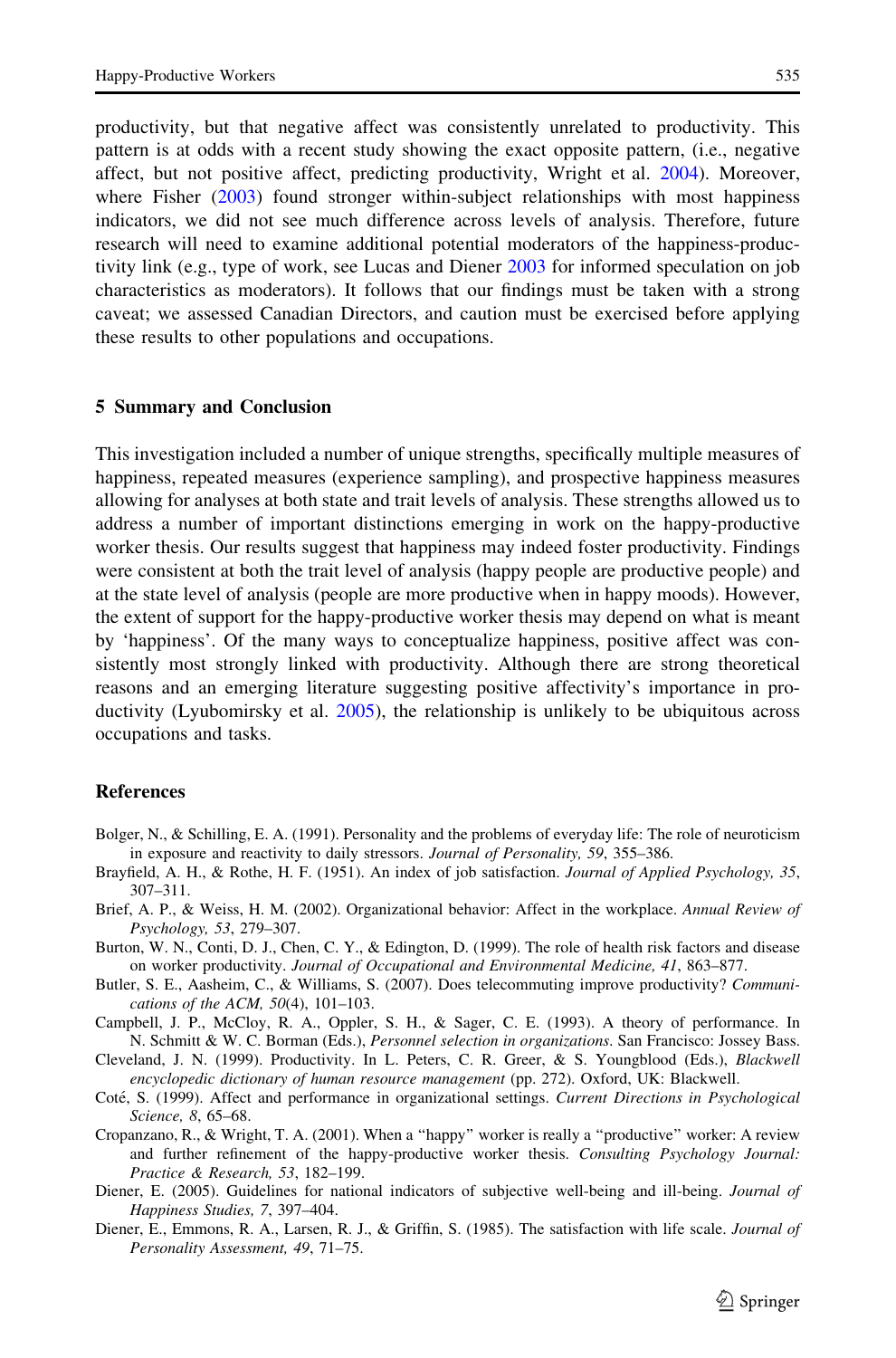productivity, but that negative affect was consistently unrelated to productivity. This pattern is at odds with a recent study showing the exact opposite pattern, (i.e., negative affect, but not positive affect, predicting productivity, Wright et al. 2004). Moreover, where Fisher (2003) found stronger within-subject relationships with most happiness indicators, we did not see much difference across levels of analysis. Therefore, future research will need to examine additional potential moderators of the happiness-productivity link (e.g., type of work, see Lucas and Diener 2003 for informed speculation on job characteristics as moderators). It follows that our findings must be taken with a strong caveat; we assessed Canadian Directors, and caution must be exercised before applying these results to other populations and occupations.

## 5 Summary and Conclusion

This investigation included a number of unique strengths, specifically multiple measures of happiness, repeated measures (experience sampling), and prospective happiness measures allowing for analyses at both state and trait levels of analysis. These strengths allowed us to address a number of important distinctions emerging in work on the happy-productive worker thesis. Our results suggest that happiness may indeed foster productivity. Findings were consistent at both the trait level of analysis (happy people are productive people) and at the state level of analysis (people are more productive when in happy moods). However, the extent of support for the happy-productive worker thesis may depend on what is meant by 'happiness'. Of the many ways to conceptualize happiness, positive affect was consistently most strongly linked with productivity. Although there are strong theoretical reasons and an emerging literature suggesting positive affectivity's importance in productivity (Lyubomirsky et al. 2005), the relationship is unlikely to be ubiquitous across occupations and tasks.

## References

Bolger, N., & Schilling, E. A. (1991). Personality and the problems of everyday life: The role of neuroticism in exposure and reactivity to daily stressors. *Journal of Personality, 59*, 355–386.

Brayfield, A. H., & Rothe, H. F. (1951). An index of job satisfaction. *Journal of Applied Psychology, 35*, 307–311.

Brief, A. P., & Weiss, H. M. (2002). Organizational behavior: Affect in the workplace. *Annual Review of Psychology, 53*, 279–307.

Burton, W. N., Conti, D. J., Chen, C. Y., & Edington, D. (1999). The role of health risk factors and disease on worker productivity. *Journal of Occupational and Environmental Medicine, 41*, 863–877.

Butler, S. E., Aasheim, C., & Williams, S. (2007). Does telecommuting improve productivity? *Communications of the ACM, 50*(4), 101–103.

Campbell, J. P., McCloy, R. A., Oppler, S. H., & Sager, C. E. (1993). A theory of performance. In N. Schmitt & W. C. Borman (Eds.), *Personnel selection in organizations*. San Francisco: Jossey Bass.

Cleveland, J. N. (1999). Productivity. In L. Peters, C. R. Greer, & S. Youngblood (Eds.), *Blackwell encyclopedic dictionary of human resource management* (pp. 272). Oxford, UK: Blackwell.

Coté, S. (1999). Affect and performance in organizational settings. *Current Directions in Psychological Science, 8*, 65–68.

Cropanzano, R., & Wright, T. A. (2001). When a "happy" worker is really a "productive" worker: A review and further refinement of the happy-productive worker thesis. *Consulting Psychology Journal: Practice & Research, 53*, 182–199.

Diener, E. (2005). Guidelines for national indicators of subjective well-being and ill-being. *Journal of Happiness Studies, 7*, 397–404.

Diener, E., Emmons, R. A., Larsen, R. J., & Griffin, S. (1985). The satisfaction with life scale. *Journal of Personality Assessment, 49*, 71–75.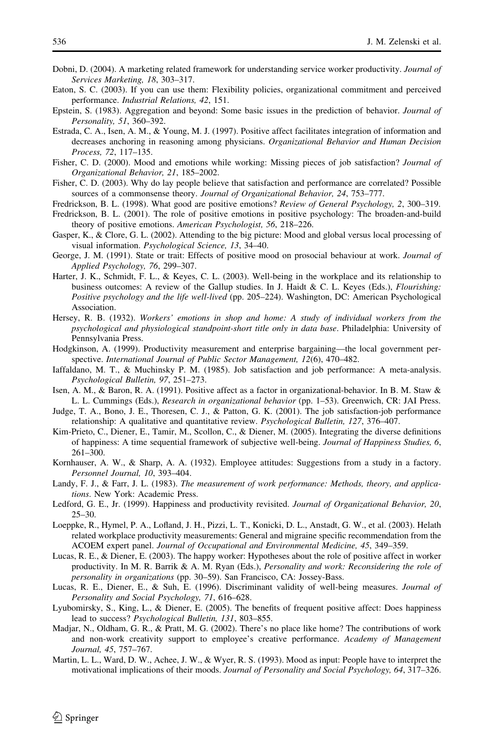Dobni, D. (2004). A marketing related framework for understanding service worker productivity. *Journal of Services Marketing, 18*, 303–317.

Eaton, S. C. (2003). If you can use them: Flexibility policies, organizational commitment and perceived performance. *Industrial Relations, 42*, 151.

Epstein, S. (1983). Aggregation and beyond: Some basic issues in the prediction of behavior. *Journal of Personality, 51*, 360–392.

Estrada, C. A., Isen, A. M., & Young, M. J. (1997). Positive affect facilitates integration of information and decreases anchoring in reasoning among physicians. *Organizational Behavior and Human Decision Process, 72*, 117–135.

Fisher, C. D. (2000). Mood and emotions while working: Missing pieces of job satisfaction? *Journal of Organizational Behavior, 21*, 185–2002.

Fisher, C. D. (2003). Why do lay people believe that satisfaction and performance are correlated? Possible sources of a commonsense theory. *Journal of Organizational Behavior, 24*, 753–777.

Fredrickson, B. L. (1998). What good are positive emotions? *Review of General Psychology, 2*, 300–319.

Fredrickson, B. L. (2001). The role of positive emotions in positive psychology: The broaden-and-build theory of positive emotions. *American Psychologist, 56*, 218–226.

Gasper, K., & Clore, G. L. (2002). Attending to the big picture: Mood and global versus local processing of visual information. *Psychological Science, 13*, 34–40.

George, J. M. (1991). State or trait: Effects of positive mood on prosocial behaviour at work. *Journal of Applied Psychology, 76*, 299–307.

Harter, J. K., Schmidt, F. L., & Keyes, C. L. (2003). Well-being in the workplace and its relationship to business outcomes: A review of the Gallup studies. In J. Haidt & C. L. Keyes (Eds.), *Flourishing: Positive psychology and the life well-lived* (pp. 205–224). Washington, DC: American Psychological Association.

Hersey, R. B. (1932). *Workers' emotions in shop and home: A study of individual workers from the psychological and physiological standpoint-short title only in data base*. Philadelphia: University of Pennsylvania Press.

Hodgkinson, A. (1999). Productivity measurement and enterprise bargaining—the local government perspective. *International Journal of Public Sector Management, 12*(6), 470–482.

Iaffaldano, M. T., & Muchinsky P. M. (1985). Job satisfaction and job performance: A meta-analysis. *Psychological Bulletin, 97*, 251–273.

Isen, A. M., & Baron, R. A. (1991). Positive affect as a factor in organizational-behavior. In B. M. Staw & L. L. Cummings (Eds.), *Research in organizational behavior* (pp. 1–53). Greenwich, CR: JAI Press.

Judge, T. A., Bono, J. E., Thoresen, C. J., & Patton, G. K. (2001). The job satisfaction-job performance relationship: A qualitative and quantitative review. *Psychological Bulletin, 127*, 376–407.

Kim-Prieto, C., Diener, E., Tamir, M., Scollon, C., & Diener, M. (2005). Integrating the diverse definitions of happiness: A time sequential framework of subjective well-being. *Journal of Happiness Studies, 6*, 261–300.

Kornhauser, A. W., & Sharp, A. A. (1932). Employee attitudes: Suggestions from a study in a factory. *Personnel Journal, 10*, 393–404.

Landy, F. J., & Farr, J. L. (1983). *The measurement of work performance: Methods, theory, and applications*. New York: Academic Press.

Ledford, G. E., Jr. (1999). Happiness and productivity revisited. *Journal of Organizational Behavior, 20*, 25–30.

Loeppke, R., Hymel, P. A., Lofland, J. H., Pizzi, L. T., Konicki, D. L., Anstadt, G. W., et al. (2003). Helath related workplace productivity measurements: General and migraine specific recommendation from the ACOEM expert panel. *Journal of Occupational and Environmental Medicine, 45*, 349–359.

Lucas, R. E., & Diener, E. (2003). The happy worker: Hypotheses about the role of positive affect in worker productivity. In M. R. Barrik & A. M. Ryan (Eds.), *Personality and work: Reconsidering the role of personality in organizations* (pp. 30–59). San Francisco, CA: Jossey-Bass.

Lucas, R. E., Diener, E., & Suh, E. (1996). Discriminant validity of well-being measures. *Journal of Personality and Social Psychology, 71*, 616–628.

Lyubomirsky, S., King, L., & Diener, E. (2005). The benefits of frequent positive affect: Does happiness lead to success? *Psychological Bulletin, 131*, 803–855.

Madjar, N., Oldham, G. R., & Pratt, M. G. (2002). There's no place like home? The contributions of work and non-work creativity support to employee's creative performance. *Academy of Management Journal, 45*, 757–767.

Martin, L. L., Ward, D. W., Achee, J. W., & Wyer, R. S. (1993). Mood as input: People have to interpret the motivational implications of their moods. *Journal of Personality and Social Psychology, 64*, 317–326.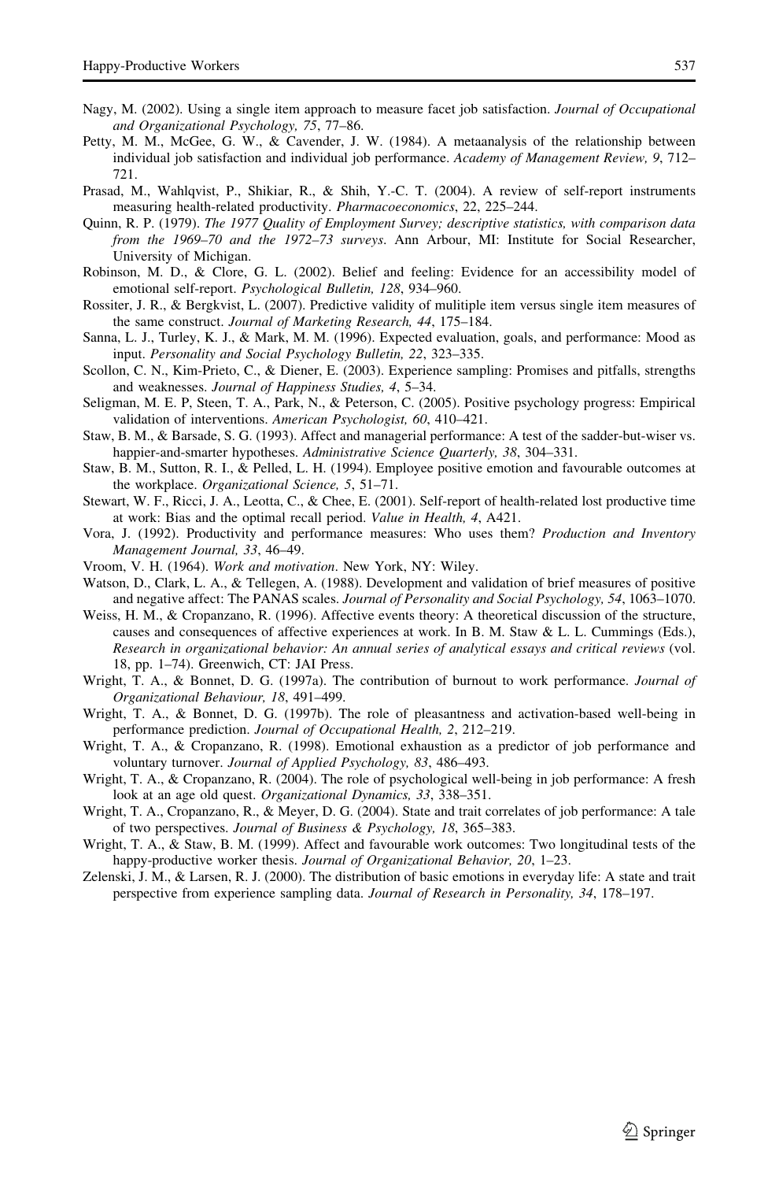Nagy, M. (2002). Using a single item approach to measure facet job satisfaction. *Journal of Occupational and Organizational Psychology, 75*, 77–86.

Petty, M. M., McGee, G. W., & Cavender, J. W. (1984). A metaanalysis of the relationship between individual job satisfaction and individual job performance. *Academy of Management Review, 9*, 712–721.

Prasad, M., Wahlqvist, P., Shikiar, R., & Shih, Y.-C. T. (2004). A review of self-report instruments measuring health-related productivity. *Pharmacoeconomics*, 22, 225–244.

Quinn, R. P. (1979). *The 1977 Quality of Employment Survey; descriptive statistics, with comparison data from the 1969–70 and the 1972–73 surveys*. Ann Arbour, MI: Institute for Social Researcher, University of Michigan.

Robinson, M. D., & Clore, G. L. (2002). Belief and feeling: Evidence for an accessibility model of emotional self-report. *Psychological Bulletin, 128*, 934–960.

Rossiter, J. R., & Bergkvist, L. (2007). Predictive validity of mulitiple item versus single item measures of the same construct. *Journal of Marketing Research, 44*, 175–184.

Sanna, L. J., Turley, K. J., & Mark, M. M. (1996). Expected evaluation, goals, and performance: Mood as input. *Personality and Social Psychology Bulletin, 22*, 323–335.

Scollon, C. N., Kim-Prieto, C., & Diener, E. (2003). Experience sampling: Promises and pitfalls, strengths and weaknesses. *Journal of Happiness Studies, 4*, 5–34.

Seligman, M. E. P, Steen, T. A., Park, N., & Peterson, C. (2005). Positive psychology progress: Empirical validation of interventions. *American Psychologist, 60*, 410–421.

Staw, B. M., & Barsade, S. G. (1993). Affect and managerial performance: A test of the sadder-but-wiser vs. happier-and-smarter hypotheses. *Administrative Science Quarterly, 38*, 304–331.

Staw, B. M., Sutton, R. I., & Pelled, L. H. (1994). Employee positive emotion and favourable outcomes at the workplace. *Organizational Science, 5*, 51–71.

Stewart, W. F., Ricci, J. A., Leotta, C., & Chee, E. (2001). Self-report of health-related lost productive time at work: Bias and the optimal recall period. *Value in Health, 4*, A421.

Vora, J. (1992). Productivity and performance measures: Who uses them? *Production and Inventory Management Journal, 33*, 46–49.

Vroom, V. H. (1964). *Work and motivation*. New York, NY: Wiley.

Watson, D., Clark, L. A., & Tellegen, A. (1988). Development and validation of brief measures of positive and negative affect: The PANAS scales. *Journal of Personality and Social Psychology, 54*, 1063–1070.

Weiss, H. M., & Cropanzano, R. (1996). Affective events theory: A theoretical discussion of the structure, causes and consequences of affective experiences at work. In B. M. Staw & L. L. Cummings (Eds.), *Research in organizational behavior: An annual series of analytical essays and critical reviews* (vol. 18, pp. 1–74). Greenwich, CT: JAI Press.

Wright, T. A., & Bonnet, D. G. (1997a). The contribution of burnout to work performance. *Journal of Organizational Behaviour, 18*, 491–499.

Wright, T. A., & Bonnet, D. G. (1997b). The role of pleasantness and activation-based well-being in performance prediction. *Journal of Occupational Health, 2*, 212–219.

Wright, T. A., & Cropanzano, R. (1998). Emotional exhaustion as a predictor of job performance and voluntary turnover. *Journal of Applied Psychology, 83*, 486–493.

Wright, T. A., & Cropanzano, R. (2004). The role of psychological well-being in job performance: A fresh look at an age old quest. *Organizational Dynamics, 33*, 338–351.

Wright, T. A., Cropanzano, R., & Meyer, D. G. (2004). State and trait correlates of job performance: A tale of two perspectives. *Journal of Business & Psychology, 18*, 365–383.

Wright, T. A., & Staw, B. M. (1999). Affect and favourable work outcomes: Two longitudinal tests of the happy-productive worker thesis. *Journal of Organizational Behavior, 20*, 1–23.

Zelenski, J. M., & Larsen, R. J. (2000). The distribution of basic emotions in everyday life: A state and trait perspective from experience sampling data. *Journal of Research in Personality, 34*, 178–197.